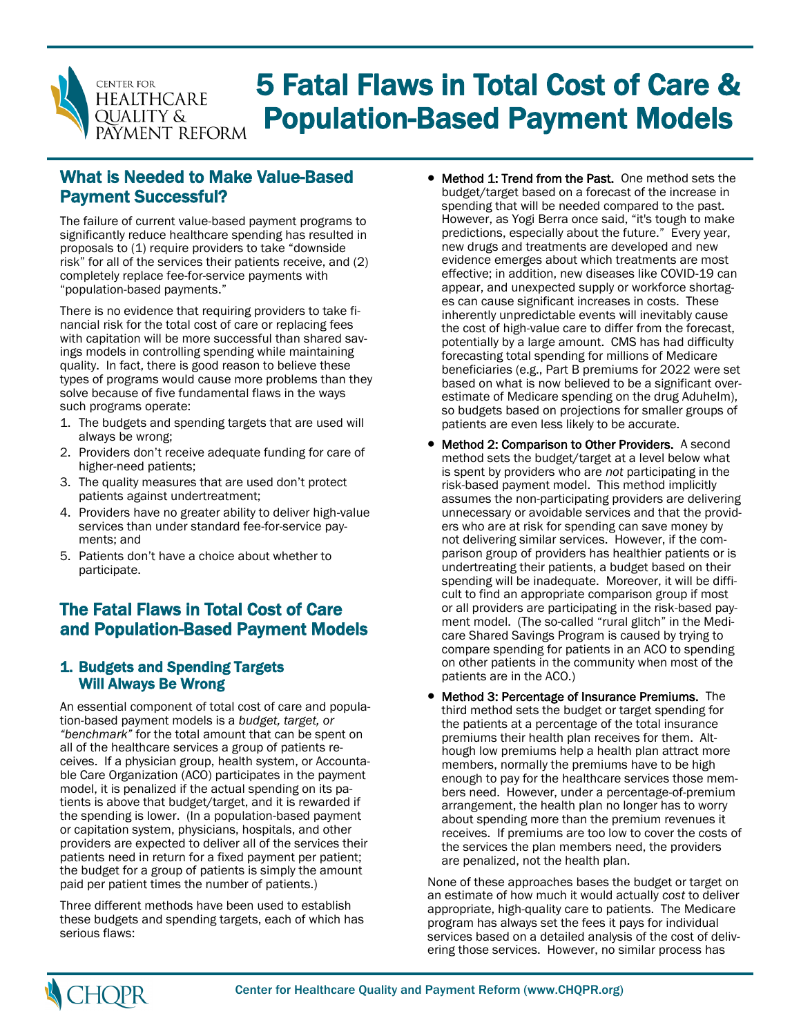# 5 Fatal Flaws in Total Cost of Care & Population-Based Payment Models

## What is Needed to Make Value-Based Payment Successful?

The failure of current value-based payment programs to significantly reduce healthcare spending has resulted in proposals to (1) require providers to take "downside risk" for all of the services their patients receive, and (2) completely replace fee-for-service payments with "population-based payments."

There is no evidence that requiring providers to take financial risk for the total cost of care or replacing fees with capitation will be more successful than shared savings models in controlling spending while maintaining quality. In fact, there is good reason to believe these types of programs would cause more problems than they solve because of five fundamental flaws in the ways such programs operate:

1. The budgets and spending targets that are used will always be wrong;
2. Providers don't receive adequate funding for care of higher-need patients;
3. The quality measures that are used don't protect patients against undertreatment;
4. Providers have no greater ability to deliver high-value services than under standard fee-for-service payments; and
5. Patients don't have a choice about whether to participate.

## The Fatal Flaws in Total Cost of Care and Population-Based Payment Models

### 1. Budgets and Spending Targets Will Always Be Wrong

An essential component of total cost of care and population-based payment models is a *budget, target, or "benchmark"* for the total amount that can be spent on all of the healthcare services a group of patients receives. If a physician group, health system, or Accountable Care Organization (ACO) participates in the payment model, it is penalized if the actual spending on its patients is above that budget/target, and it is rewarded if the spending is lower. (In a population-based payment or capitation system, physicians, hospitals, and other providers are expected to deliver all of the services their patients need in return for a fixed payment per patient; the budget for a group of patients is simply the amount paid per patient times the number of patients.)

Three different methods have been used to establish these budgets and spending targets, each of which has serious flaws:

- **Method 1: Trend from the Past.** One method sets the budget/target based on a forecast of the increase in spending that will be needed compared to the past. However, as Yogi Berra once said, "it's tough to make predictions, especially about the future." Every year, new drugs and treatments are developed and new evidence emerges about which treatments are most effective; in addition, new diseases like COVID-19 can appear, and unexpected supply or workforce shortages can cause significant increases in costs. These inherently unpredictable events will inevitably cause the cost of high-value care to differ from the forecast, potentially by a large amount. CMS has had difficulty forecasting total spending for millions of Medicare beneficiaries (e.g., Part B premiums for 2022 were set based on what is now believed to be a significant overestimate of Medicare spending on the drug Aduhelm), so budgets based on projections for smaller groups of patients are even less likely to be accurate.
- **Method 2: Comparison to Other Providers.** A second method sets the budget/target at a level below what is spent by providers who are *not* participating in the risk-based payment model. This method implicitly assumes the non-participating providers are delivering unnecessary or avoidable services and that the providers who are at risk for spending can save money by not delivering similar services. However, if the comparison group of providers has healthier patients or is undertreating their patients, a budget based on their spending will be inadequate. Moreover, it will be difficult to find an appropriate comparison group if most or all providers are participating in the risk-based payment model. (The so-called "rural glitch" in the Medicare Shared Savings Program is caused by trying to compare spending for patients in an ACO to spending on other patients in the community when most of the patients are in the ACO.)
- **Method 3: Percentage of Insurance Premiums.** The third method sets the budget or target spending for the patients at a percentage of the total insurance premiums their health plan receives for them. Although low premiums help a health plan attract more members, normally the premiums have to be high enough to pay for the healthcare services those members need. However, under a percentage-of-premium arrangement, the health plan no longer has to worry about spending more than the premium revenues it receives. If premiums are too low to cover the costs of the services the plan members need, the providers are penalized, not the health plan.

None of these approaches bases the budget or target on an estimate of how much it would actually *cost* to deliver appropriate, high-quality care to patients. The Medicare program has always set the fees it pays for individual services based on a detailed analysis of the cost of delivering those services. However, no similar process has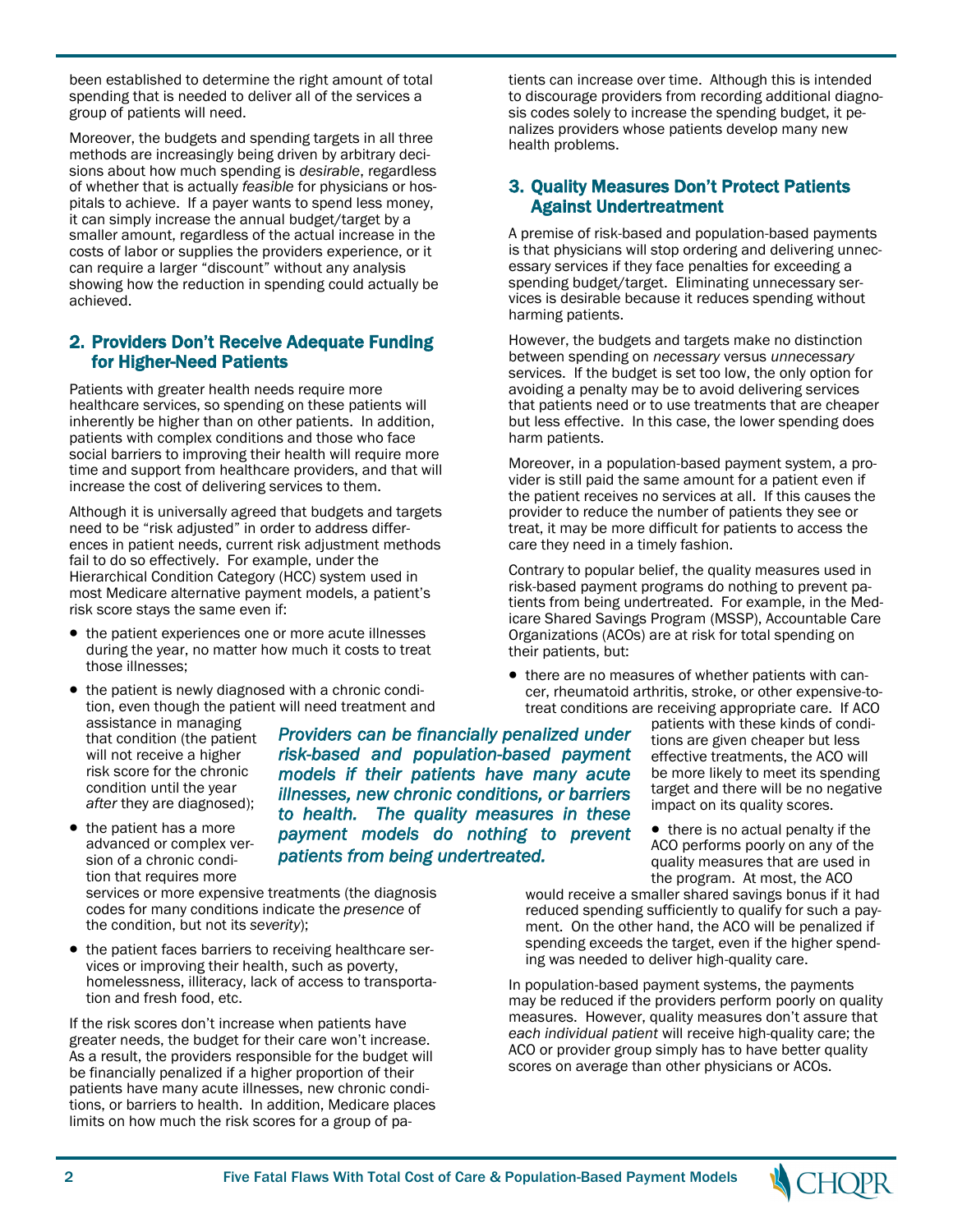been established to determine the right amount of total spending that is needed to deliver all of the services a group of patients will need.

Moreover, the budgets and spending targets in all three methods are increasingly being driven by arbitrary decisions about how much spending is *desirable*, regardless of whether that is actually *feasible* for physicians or hospitals to achieve. If a payer wants to spend less money, it can simply increase the annual budget/target by a smaller amount, regardless of the actual increase in the costs of labor or supplies the providers experience, or it can require a larger "discount" without any analysis showing how the reduction in spending could actually be achieved.

## 2. Providers Don't Receive Adequate Funding for Higher-Need Patients

Patients with greater health needs require more healthcare services, so spending on these patients will inherently be higher than on other patients. In addition, patients with complex conditions and those who face social barriers to improving their health will require more time and support from healthcare providers, and that will increase the cost of delivering services to them.

Although it is universally agreed that budgets and targets need to be "risk adjusted" in order to address differences in patient needs, current risk adjustment methods fail to do so effectively. For example, under the Hierarchical Condition Category (HCC) system used in most Medicare alternative payment models, a patient's risk score stays the same even if:

- the patient experiences one or more acute illnesses during the year, no matter how much it costs to treat those illnesses;
- the patient is newly diagnosed with a chronic condition, even though the patient will need treatment and assistance in managing that condition (the patient will not receive a higher risk score for the chronic condition until the year *after* they are diagnosed);
- the patient has a more advanced or complex version of a chronic condition that requires more services or more expensive treatments (the diagnosis codes for many conditions indicate the *presence* of the condition, but not its *severity*);
- the patient faces barriers to receiving healthcare services or improving their health, such as poverty, homelessness, illiteracy, lack of access to transportation and fresh food, etc.

If the risk scores don't increase when patients have greater needs, the budget for their care won't increase. As a result, the providers responsible for the budget will be financially penalized if a higher proportion of their patients have many acute illnesses, new chronic conditions, or barriers to health. In addition, Medicare places limits on how much the risk scores for a group of patients can increase over time. Although this is intended to discourage providers from recording additional diagnosis codes solely to increase the spending budget, it penalizes providers whose patients develop many new health problems.

*Providers can be financially penalized under risk-based and population-based payment models if their patients have many acute illnesses, new chronic conditions, or barriers to health. The quality measures in these payment models do nothing to prevent patients from being undertreated.*

## 3. Quality Measures Don't Protect Patients Against Undertreatment

A premise of risk-based and population-based payments is that physicians will stop ordering and delivering unnecessary services if they face penalties for exceeding a spending budget/target. Eliminating unnecessary services is desirable because it reduces spending without harming patients.

However, the budgets and targets make no distinction between spending on *necessary* versus *unnecessary* services. If the budget is set too low, the only option for avoiding a penalty may be to avoid delivering services that patients need or to use treatments that are cheaper but less effective. In this case, the lower spending does harm patients.

Moreover, in a population-based payment system, a provider is still paid the same amount for a patient even if the patient receives no services at all. If this causes the provider to reduce the number of patients they see or treat, it may be more difficult for patients to access the care they need in a timely fashion.

Contrary to popular belief, the quality measures used in risk-based payment programs do nothing to prevent patients from being undertreated. For example, in the Medicare Shared Savings Program (MSSP), Accountable Care Organizations (ACOs) are at risk for total spending on their patients, but:

- there are no measures of whether patients with cancer, rheumatoid arthritis, stroke, or other expensive-to-treat conditions are receiving appropriate care. If ACO patients with these kinds of conditions are given cheaper but less effective treatments, the ACO will be more likely to meet its spending target and there will be no negative impact on its quality scores.
- there is no actual penalty if the ACO performs poorly on any of the quality measures that are used in the program. At most, the ACO would receive a smaller shared savings bonus if it had reduced spending sufficiently to qualify for such a payment. On the other hand, the ACO will be penalized if spending exceeds the target, even if the higher spending was needed to deliver high-quality care.

In population-based payment systems, the payments may be reduced if the providers perform poorly on quality measures. However, quality measures don't assure that *each individual patient* will receive high-quality care; the ACO or provider group simply has to have better quality scores on average than other physicians or ACOs.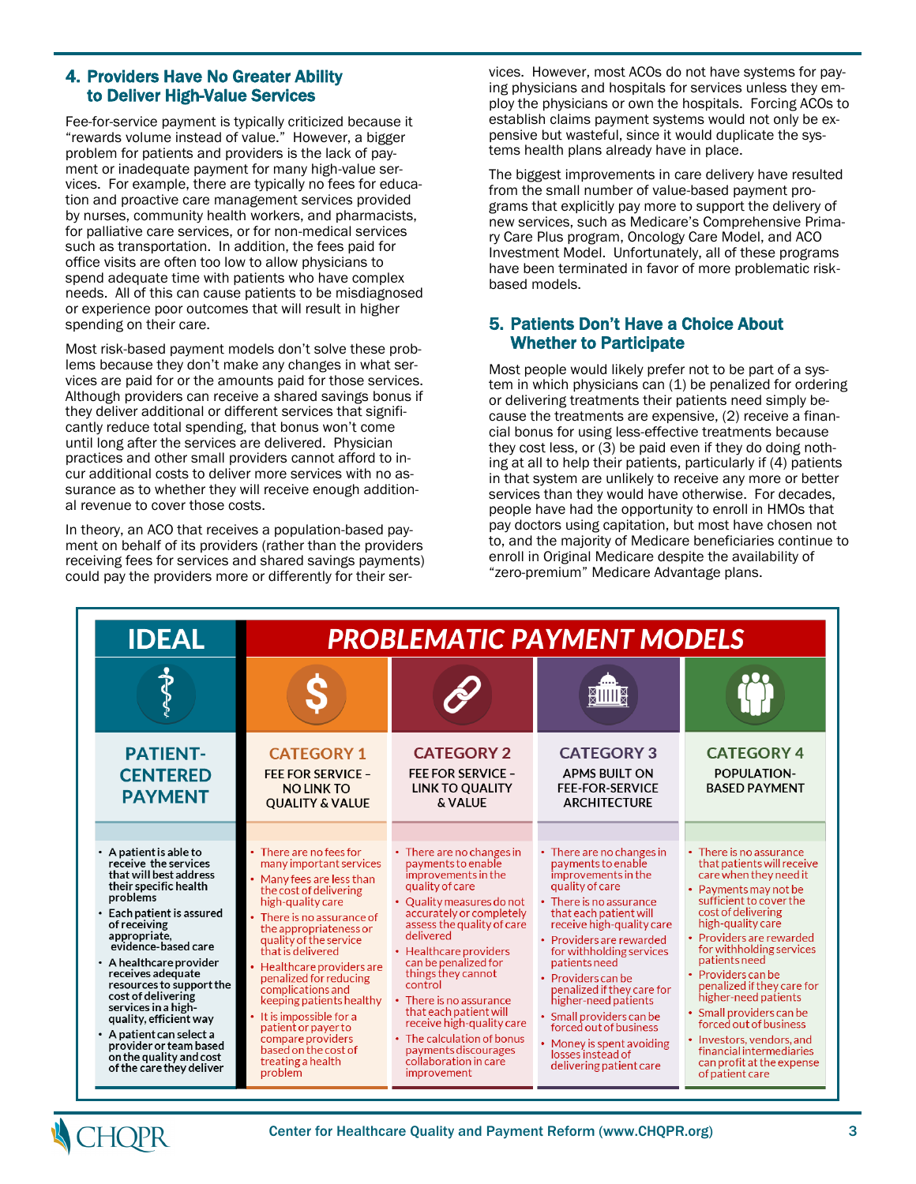## 4. Providers Have No Greater Ability to Deliver High-Value Services

Fee-for-service payment is typically criticized because it "rewards volume instead of value." However, a bigger problem for patients and providers is the lack of payment or inadequate payment for many high-value services. For example, there are typically no fees for education and proactive care management services provided by nurses, community health workers, and pharmacists, for palliative care services, or for non-medical services such as transportation. In addition, the fees paid for office visits are often too low to allow physicians to spend adequate time with patients who have complex needs. All of this can cause patients to be misdiagnosed or experience poor outcomes that will result in higher spending on their care.

Most risk-based payment models don't solve these problems because they don't make any changes in what services are paid for or the amounts paid for those services. Although providers can receive a shared savings bonus if they deliver additional or different services that significantly reduce total spending, that bonus won't come until long after the services are delivered. Physician practices and other small providers cannot afford to incur additional costs to deliver more services with no assurance as to whether they will receive enough additional revenue to cover those costs.

In theory, an ACO that receives a population-based payment on behalf of its providers (rather than the providers receiving fees for services and shared savings payments) could pay the providers more or differently for their services. However, most ACOs do not have systems for paying physicians and hospitals for services unless they employ the physicians or own the hospitals. Forcing ACOs to establish claims payment systems would not only be expensive but wasteful, since it would duplicate the systems health plans already have in place.

The biggest improvements in care delivery have resulted from the small number of value-based payment programs that explicitly pay more to support the delivery of new services, such as Medicare's Comprehensive Primary Care Plus program, Oncology Care Model, and ACO Investment Model. Unfortunately, all of these programs have been terminated in favor of more problematic risk-based models.

## 5. Patients Don't Have a Choice About Whether to Participate

Most people would likely prefer not to be part of a system in which physicians can (1) be penalized for ordering or delivering treatments their patients need simply because the treatments are expensive, (2) receive a financial bonus for using less-effective treatments because they cost less, or (3) be paid even if they do nothing at all to help their patients, particularly if (4) patients in that system are unlikely to receive any more or better services than they would have otherwise. For decades, people have had the opportunity to enroll in HMOs that pay doctors using capitation, but most have chosen not to, and the majority of Medicare beneficiaries continue to enroll in Original Medicare despite the availability of "zero-premium" Medicare Advantage plans.

| IDEAL | PROBLEMATIC PAYMENT MODELS | | | |
|---|---|---|---|---|
| **PATIENT-CENTERED PAYMENT** | **CATEGORY 1** FEE FOR SERVICE – NO LINK TO QUALITY & VALUE | **CATEGORY 2** FEE FOR SERVICE – LINK TO QUALITY & VALUE | **CATEGORY 3** APMS BUILT ON FEE-FOR-SERVICE ARCHITECTURE | **CATEGORY 4** POPULATION-BASED PAYMENT |
| • **A patient is able to receive the services that will best address their specific health problems**<br>• **Each patient is assured of receiving appropriate, evidence-based care**<br>• **A healthcare provider receives adequate resources to support the cost of delivering services in a high-quality, efficient way**<br>• **A patient can select a provider or team based on the quality and cost of the care they deliver** | • There are no fees for many important services<br>• Many fees are less than the cost of delivering high-quality care<br>• There is no assurance of the appropriateness or quality of the service that is delivered<br>• Healthcare providers are penalized for reducing complications and keeping patients healthy<br>• It is impossible for a patient or payer to compare providers based on the cost of treating a health problem | • There are no changes in payments to enable improvements in the quality of care<br>• Quality measures do not accurately or completely assess the quality of care delivered<br>• Healthcare providers can be penalized for things they cannot control<br>• There is no assurance that each patient will receive high-quality care<br>• The calculation of bonus payments discourages collaboration in care improvement | • There are no changes in payments to enable improvements in the quality of care<br>• There is no assurance that each patient will receive high-quality care<br>• Providers are rewarded for withholding services patients need<br>• Providers can be penalized if they care for higher-need patients<br>• Small providers can be forced out of business<br>• Money is spent avoiding losses instead of delivering patient care | • There is no assurance that patients will receive care when they need it<br>• Payments may not be sufficient to cover the cost of delivering high-quality care<br>• Providers are rewarded for withholding services patients need<br>• Providers can be penalized if they care for higher-need patients<br>• Small providers can be forced out of business<br>• Investors, vendors, and financial intermediaries can profit at the expense of patient care |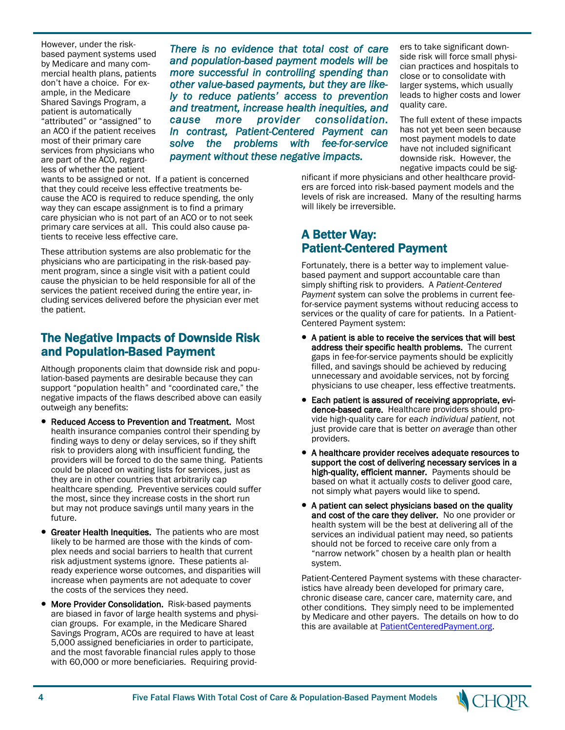However, under the risk-based payment systems used by Medicare and many commercial health plans, patients don't have a choice. For example, in the Medicare Shared Savings Program, a patient is automatically "attributed" or "assigned" to an ACO if the patient receives most of their primary care services from physicians who are part of the ACO, regardless of whether the patient wants to be assigned or not. If a patient is concerned that they could receive less effective treatments because the ACO is required to reduce spending, the only way they can escape assignment is to find a primary care physician who is not part of an ACO or to not seek primary care services at all. This could also cause patients to receive less effective care.

These attribution systems are also problematic for the physicians who are participating in the risk-based payment program, since a single visit with a patient could cause the physician to be held responsible for all of the services the patient received during the entire year, including services delivered before the physician ever met the patient.

***There is no evidence that total cost of care and population-based payment models will be more successful in controlling spending than other value-based payments, but they are likely to reduce patients' access to prevention and treatment, increase health inequities, and cause more provider consolidation. In contrast, Patient-Centered Payment can solve the problems with fee-for-service payment without these negative impacts.***

## The Negative Impacts of Downside Risk and Population-Based Payment

Although proponents claim that downside risk and population-based payments are desirable because they can support "population health" and "coordinated care," the negative impacts of the flaws described above can easily outweigh any benefits:

- **Reduced Access to Prevention and Treatment.** Most health insurance companies control their spending by finding ways to deny or delay services, so if they shift risk to providers along with insufficient funding, the providers will be forced to do the same thing. Patients could be placed on waiting lists for services, just as they are in other countries that arbitrarily cap healthcare spending. Preventive services could suffer the most, since they increase costs in the short run but may not produce savings until many years in the future.
- **Greater Health Inequities.** The patients who are most likely to be harmed are those with the kinds of complex needs and social barriers to health that current risk adjustment systems ignore. These patients already experience worse outcomes, and disparities will increase when payments are not adequate to cover the costs of the services they need.
- **More Provider Consolidation.** Risk-based payments are biased in favor of large health systems and physician groups. For example, in the Medicare Shared Savings Program, ACOs are required to have at least 5,000 assigned beneficiaries in order to participate, and the most favorable financial rules apply to those with 60,000 or more beneficiaries. Requiring providers to take significant downside risk will force small physician practices and hospitals to close or to consolidate with larger systems, which usually leads to higher costs and lower quality care.

The full extent of these impacts has not yet been seen because most payment models to date have not included significant downside risk. However, the negative impacts could be significant if more physicians and other healthcare providers are forced into risk-based payment models and the levels of risk are increased. Many of the resulting harms will likely be irreversible.

## A Better Way: Patient-Centered Payment

Fortunately, there is a better way to implement value-based payment and support accountable care than simply shifting risk to providers. A *Patient-Centered Payment* system can solve the problems in current fee-for-service payment systems without reducing access to services or the quality of care for patients. In a Patient-Centered Payment system:

- **A patient is able to receive the services that will best address their specific health problems.** The current gaps in fee-for-service payments should be explicitly filled, and savings should be achieved by reducing unnecessary and avoidable services, not by forcing physicians to use cheaper, less effective treatments.
- **Each patient is assured of receiving appropriate, evidence-based care.** Healthcare providers should provide high-quality care for *each individual patient*, not just provide care that is better *on average* than other providers.
- **A healthcare provider receives adequate resources to support the cost of delivering necessary services in a high-quality, efficient manner.** Payments should be based on what it actually *costs* to deliver good care, not simply what payers would like to spend.
- **A patient can select physicians based on the quality and cost of the care they deliver.** No one provider or health system will be the best at delivering all of the services an individual patient may need, so patients should not be forced to receive care only from a "narrow network" chosen by a health plan or health system.

Patient-Centered Payment systems with these characteristics have already been developed for primary care, chronic disease care, cancer care, maternity care, and other conditions. They simply need to be implemented by Medicare and other payers. The details on how to do this are available at [PatientCenteredPayment.org](PatientCenteredPayment.org).